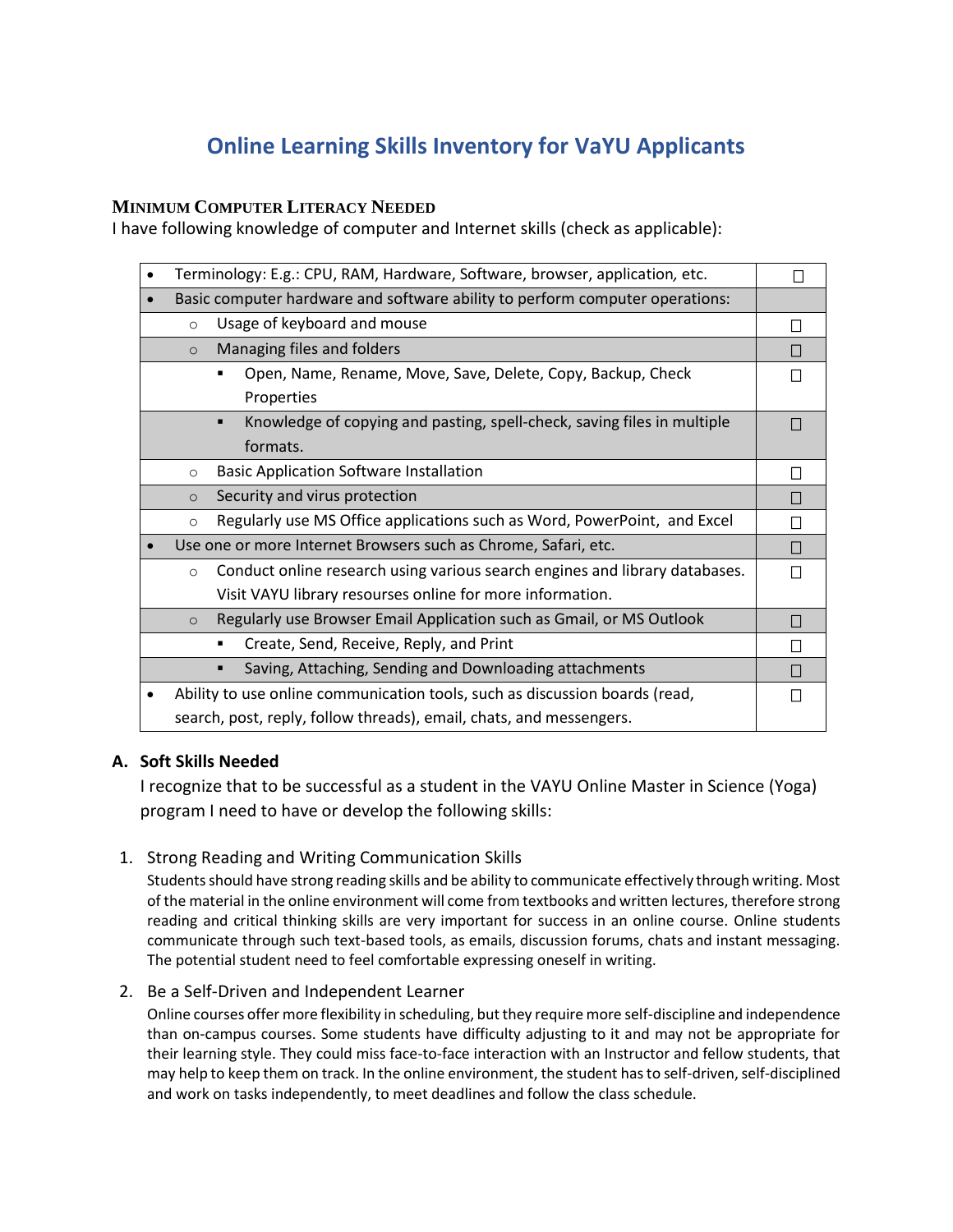# Online Learning Skills Inventory for VaYU Applicants

**MINIMUM COMPUTER LITERACY NEEDED**

I have following knowledge of computer and Internet skills (check as applicable):

| Skill | Check |
|---|---|
| • Terminology: E.g.: CPU, RAM, Hardware, Software, browser, application, etc. | ☐ |
| • Basic computer hardware and software ability to perform computer operations: | |
| ○ Usage of keyboard and mouse | ☐ |
| ○ Managing files and folders | ☐ |
| ▪ Open, Name, Rename, Move, Save, Delete, Copy, Backup, Check Properties | ☐ |
| ▪ Knowledge of copying and pasting, spell-check, saving files in multiple formats. | ☐ |
| ○ Basic Application Software Installation | ☐ |
| ○ Security and virus protection | ☐ |
| ○ Regularly use MS Office applications such as Word, PowerPoint, and Excel | ☐ |
| • Use one or more Internet Browsers such as Chrome, Safari, etc. | ☐ |
| ○ Conduct online research using various search engines and library databases. Visit VAYU library resourses online for more information. | ☐ |
| ○ Regularly use Browser Email Application such as Gmail, or MS Outlook | ☐ |
| ▪ Create, Send, Receive, Reply, and Print | ☐ |
| ▪ Saving, Attaching, Sending and Downloading attachments | ☐ |
| • Ability to use online communication tools, such as discussion boards (read, search, post, reply, follow threads), email, chats, and messengers. | ☐ |

## A. Soft Skills Needed

I recognize that to be successful as a student in the VAYU Online Master in Science (Yoga) program I need to have or develop the following skills:

1. Strong Reading and Writing Communication Skills

   Students should have strong reading skills and be ability to communicate effectively through writing. Most of the material in the online environment will come from textbooks and written lectures, therefore strong reading and critical thinking skills are very important for success in an online course. Online students communicate through such text-based tools, as emails, discussion forums, chats and instant messaging. The potential student need to feel comfortable expressing oneself in writing.

2. Be a Self-Driven and Independent Learner

   Online courses offer more flexibility in scheduling, but they require more self-discipline and independence than on-campus courses. Some students have difficulty adjusting to it and may not be appropriate for their learning style. They could miss face-to-face interaction with an Instructor and fellow students, that may help to keep them on track. In the online environment, the student has to self-driven, self-disciplined and work on tasks independently, to meet deadlines and follow the class schedule.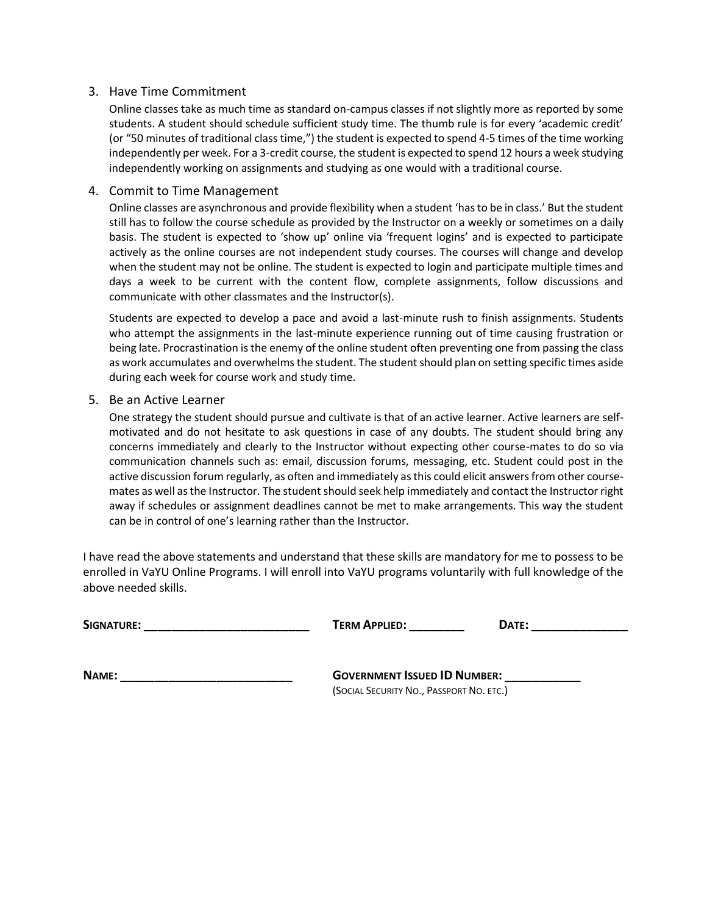3. Have Time Commitment

   Online classes take as much time as standard on-campus classes if not slightly more as reported by some students. A student should schedule sufficient study time. The thumb rule is for every 'academic credit' (or "50 minutes of traditional class time,") the student is expected to spend 4-5 times of the time working independently per week. For a 3-credit course, the student is expected to spend 12 hours a week studying independently working on assignments and studying as one would with a traditional course.

4. Commit to Time Management

   Online classes are asynchronous and provide flexibility when a student 'has to be in class.' But the student still has to follow the course schedule as provided by the Instructor on a weekly or sometimes on a daily basis. The student is expected to 'show up' online via 'frequent logins' and is expected to participate actively as the online courses are not independent study courses. The courses will change and develop when the student may not be online. The student is expected to login and participate multiple times and days a week to be current with the content flow, complete assignments, follow discussions and communicate with other classmates and the Instructor(s).

   Students are expected to develop a pace and avoid a last-minute rush to finish assignments. Students who attempt the assignments in the last-minute experience running out of time causing frustration or being late. Procrastination is the enemy of the online student often preventing one from passing the class as work accumulates and overwhelms the student. The student should plan on setting specific times aside during each week for course work and study time.

5. Be an Active Learner

   One strategy the student should pursue and cultivate is that of an active learner. Active learners are self-motivated and do not hesitate to ask questions in case of any doubts. The student should bring any concerns immediately and clearly to the Instructor without expecting other course-mates to do so via communication channels such as: email, discussion forums, messaging, etc. Student could post in the active discussion forum regularly, as often and immediately as this could elicit answers from other course-mates as well as the Instructor. The student should seek help immediately and contact the Instructor right away if schedules or assignment deadlines cannot be met to make arrangements. This way the student can be in control of one's learning rather than the Instructor.

I have read the above statements and understand that these skills are mandatory for me to possess to be enrolled in VaYU Online Programs. I will enroll into VaYU programs voluntarily with full knowledge of the above needed skills.

**SIGNATURE:** ________________________ **TERM APPLIED:** ________ **DATE:** ______________

**NAME:** __________________________ **GOVERNMENT ISSUED ID NUMBER:** ___________
(SOCIAL SECURITY NO., PASSPORT NO. ETC.)